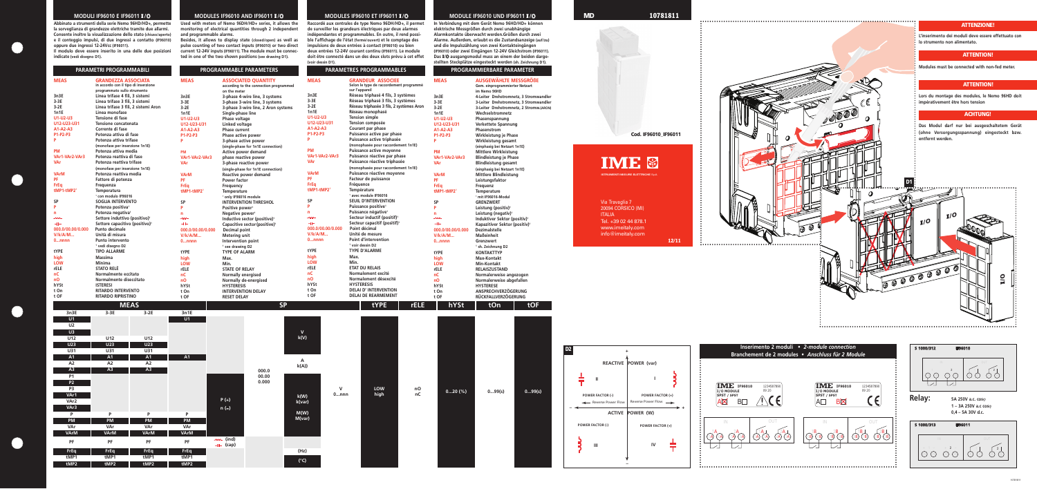## MODULI IF96010 E IF96011 I/O

Abbinato a strumenti della serie Nemo 96HD/HD+, permette la sorveglianza di grandezze elettriche tramite due allarmi. Consente inoltre la visualizzazione dello stato (chiuso/aperto) e il conteggio impulsi, di due ingressi a contatto (IF96010) oppure due ingressi 12-24Vcc (IF96011).
Il modulo deve essere inserito in una delle due posizioni indicate (vedi disegno D1).

### PARAMETRI PROGRAMMABILI

| MEAS | GRANDEZZA ASSOCIATA in accordo con il tipo di inserzione programmato sullo strumento |
|---|---|
| 3n3E | Linea trifase 4 fili, 3 sistemi |
| 3-3E | Linea trifase 3 fili, 3 sistemi |
| 3-2E | Linea trifase 3 fili, 2 sistemi Aron |
| 1n1E | Linea monofase |
| U1-U2-U3 | Tensione di fase |
| U12-U23-U31 | Tensione concatenata |
| A1-A2-A3 | Corrente di fase |
| P1-P2-P3 | Potenza attiva di fase |
| P | Potenza attiva trifase (monofase per inserzione 1n1E) |
| PM | Potenza attiva media |
| VAr1-VAr2-VAr3 | Potenza reattiva di fase |
| VAr | Potenza reattiva trifase (monofase per inserzione 1n1E) |
| VArM | Potenza reattiva media |
| PF | Fattore di potenza |
| FrEq | Frequenza |
| tMP1-tMP2[1] | Temperatura [1] con modulo IF96016 |
| SP | SOGLIA INTERVENTO |
| P | Potenza positiva[2] |
| n | Potenza negativa[2] |
| ⌇ | Settore induttivo (positivo)[2] |
| ⊣⊢ | Settore capacitivo (positivo)[2] |
| 000.0/00.00/0.000 | Punto decimale |
| V/k/A/M... | Unità di misura |
| 0...nnnn | Punto intervento [2] vedi disegno D2 |
| tYPE | TIPO ALLARME |
| high | Massima |
| LOW | Minima |
| rELE | STATO RELÈ |
| nC | Normalmente eccitato |
| nO | Normalmente diseccitato |
| hYSt | ISTERESI |
| t On | RITARDO INTERVENTO |
| t OF | RITARDO RIPRISTINO |

## MODULES IF96010 AND IF96011 I/O

Used with meters of Nemo 96HD/HD+ series, it allows the monitoring of electrical quantities through 2 independent and programmable alarms.
Besides, it allows to display state (closed/open) as well as pulse counting of two contact inputs (IF96010) or two direct current 12-24V inputs (IF96011). The module must be connected in one of the two shown positions (see drawing D1).

### PROGRAMMABLE PARAMETERS

| MEAS | ASSOCIATED QUANTITY according to the connection programmed on the meter |
|---|---|
| 3n3E | 3-phase 4-wire line, 3 systems |
| 3-3E | 3-phase 3-wire line, 3 systems |
| 3-2E | 3-phase 3-wire line, 2 Aron systems |
| 1n1E | Single-phase line |
| U1-U2-U3 | Phase voltage |
| U12-U23-U31 | Linked voltage |
| A1-A2-A3 | Phase current |
| P1-P2-P3 | Phase active power |
| P | 3-phase active power (single-phase for 1n1E connection) |
| PM | Active power demand |
| VAr1-VAr2-VAr3 | phase reactive power |
| VAr | 3-phase reactive power (single-phase for 1n1E connection) |
| VArM | Reactive power demand |
| PF | Power factor |
| FrEq | Frequency |
| tMP1-tMP2[1] | Temperature [1] only IF96016 module |
| SP | INTERVENTION THRESHOL |
| P | Positive power[2] |
| n | Negative power[2] |
| ⌇ | Inductive sector (positive)[2] |
| ⊣⊢ | Capacitive sector (positive)[2] |
| 000.0/00.00/0.000 | Decimal point |
| V/k/A/M... | Metering unit |
| 0...nnnn | Intervention point [2] see drawing D2 |
| tYPE | TYPE OF ALARM |
| high | Max. |
| LOW | Min. |
| rELE | STATE OF RELAY |
| nC | Normally energised |
| nO | Normally de-energised |
| hYSt | HYSTERESIS |
| t On | INTERVENTION DELAY |
| t OF | RESET DELAY |

## MODULES IF96010 ET IF96011 I/O

Raccordé aux centrales de type Nemo 96HD/HD+, il permet de surveiller les grandeurs électriques par deux alarmes indépendantes et programmables. En outre, il rend possible l'affichage de l'état (fermé/ouvert) et le comptage des impulsions de deux entrées à contact (IF96010) ou bien deux entrées 12-24V courant continu (IF96011). Le module doit être connecté dans un des deux slots prévu à cet effet (voir dessin D1).

### PARAMETRES PROGRAMMABLES

| MEAS | GRANDEUR ASSOCIEE Selon le type de raccordement programmé sur l'appareil |
|---|---|
| 3n3E | Réseau triphasé 4 fils, 3 systèmes |
| 3-3E | Réseau triphasé 3 fils, 3 systèmes |
| 3-2E | Réseau triphasé 3 fils, 2 systèmes Aron |
| 1n1E | Réseau monophasé |
| U1-U2-U3 | Tension simple |
| U12-U23-U31 | Tension composée |
| A1-A2-A3 | Courant par phase |
| P1-P2-P3 | Puissance active par phase |
| P | Puissance active triphasée (monophasée pour raccordement 1n1E) |
| PM | Puissance active moyenne |
| VAr1-VAr2-VAr3 | Puissance réactive par phase |
| VAr | Puissance réactive triphasée (monophasée pour raccordement 1n1E) |
| VArM | Puissance réactive moyenne |
| PF | Facteur de puissance |
| FrEq | Fréquence |
| tMP1-tMP2[1] | Température [1] avec module IF96016 |
| SP | SEUIL D'INTERVENTION |
| P | Puissance positive[2] |
| n | Puissance négative[2] |
| ⌇ | Secteur inductif (positif)[2] |
| ⊣⊢ | Secteur capacitif (positif)[2] |
| 000.0/00.00/0.000 | Point décimal |
| V/k/A/M... | Unité de mesure |
| 0...nnnn | Point d'intervention [2] voir dessin D2 |
| tYPE | TYPE D'ALARME |
| high | Max. |
| LOW | Min. |
| rELE | ETAT DU RELAIS |
| nC | Normalement excité |
| nO | Normalement désexcité |
| hYSt | HYSTERESIS |
| t On | DELAI D' INTERVENTION |
| t OF | DELAI DE REARMEMENT |

## MODULE IF96010 UND IF96011 I/O

In Verbindung mit dem Gerät Nemo 96HD/HD+ können elektrische Messgrößen durch zwei unabhängige Alarmkontakte überwacht werden.Größen durch zwei Alarme. Außerdem, erlaubt es die Zustandsanzeige (auf/zu) und die Impulszählung von zwei Kontakteingängen (IF96010) oder zwei Eingängen 12-24V Gleichstrom (IF96011). Das I/O ausgangsmodul muss an einem der beiden dargestellten Steckplätze eingesteckt werden (sh. Zeichnung D1).

### PROGRAMMIERBARE PARAMETER

| MEAS | AUSGEWÄHLTE MESSGRÖßE Gem. einprogrammierter Netzart im Nemo 96HD |
|---|---|
| 3n3E | 4-Leiter Drehstromnetz, 3 Stromwandler |
| 3-3E | 3-Leiter Drehstromnetz, 3 Stromwandler |
| 3-2E | 3-Leiter Drehstromnetz, 2 Stromw.(ARON) |
| 1n1E | Wechselstromnetz |
| U1-U2-U3 | Phasenspannung |
| U12-U23-U31 | Verkettete Spannung |
| A1-A2-A3 | Phasenstrom |
| P1-P2-P3 | Wirkleistung je Phase |
| P | Wirkleistung gesamt (einphasig bei Netzart 1n1E) |
| PM | Mittlere Wirkleistung |
| VAr1-VAr2-VAr3 | Blindleistung je Phase |
| VAr | Blindleistung gesamt (einphasig bei Netzart 1n1E) |
| VArM | Mittlere Blindleistung |
| PF | Leistungsfaktor |
| FrEq | Frequenz |
| tMP1-tMP2[1] | Temperatur [1] mit IF96016-Modul |
| SP | GRENZWERT |
| P | Leistung (positiv)[2] |
| n | Leistung (negativ)[2] |
| ⌇ | Induktiver Sektor (positiv)[2] |
| ⊣⊢ | Kapazitiver Sektor (positiv)[2] |
| 000.0/00.00/0.000 | Dezimalstelle |
| V/k/A/M... | Maßeinheit |
| 0...nnnn | Grenzwert [2] sh. Zeichnung D2 |
| tYPE | KONTAKTTYP |
| high | Max-Kontakt |
| LOW | Min-Kontakt |
| rELE | RELAISZUSTAND |
| nC | Normalerweise angezogen |
| nO | Normalerweise abgefallen |
| hYSt | HYSTERESE |
| t On | ANSPRECHVERZÖGERUNG |
| t OF | RÜCKFALLVERZÖGERUNG |

| MEAS | | | | SP | | | tYPE | rELE | hYSt | tOn | tOF |
|---|---|---|---|---|---|---|---|---|---|---|---|
| 3n3E | 3-3E | 3-2E | 1n1E | | | | | | | | |
| U1 | | | U1 | | | | | | | | |
| U2 | | | | | | V k(V) | | | | | |
| U3 | | | | | | | | | | | |
| U12 | U12 | U12 | | | | | | | | | |
| U23 | U23 | U23 | | | | | | | | | |
| U31 | U31 | U31 | | | | | | | | | |
| A1 | A1 | A1 | A1 | | | A k(A)) | | | | | |
| A2 | A2 | A2 | | | | | | | | | |
| A3 | A3 | A3 | | | 000.0 | | | | | | |
| P1 | | | | | 00.00 | | | | | | |
| P2 | | | | | 0.000 | | V 0...nnn | LOW high | nO nC | 0...20 (%) | 0...99(s) | 0...99(s) |
| P3 | | | | | | | | | | | |
| VAr1 | | | | P (+) | | k(W) k(var) | | | | | |
| VAr2 | | | | n (–) | | | | | | | |
| VAr3 | | | | | | | | | | | |
| P | P | P | P | | | M(W) M(var) | | | | | |
| PM | PM | PM | PM | | | | | | | | |
| VAr | VAr | VAr | VAr | | | | | | | | |
| VArM | VArM | VArM | VArM | | | | | | | | |
| PF | PF | PF | PF | ⌇ (ind) ⊣⊢ (cap) | | | | | | | |
| FrEq | FrEq | FrEq | FrEq | | | (Hz) | | | | | |
| tMP1 | tMP1 | tMP1 | tMP1 | | | (°C) | | | | | |
| tMP2 | tMP2 | tMP2 | tMP2 | | | | | | | | |

MD 10781811

Cod. IF96010_IF96011

IME
STRUMENTI MISURE ELETTRICHE S.p.A.

Via Travaglia 7
20094 CORSICO (MI)
ITALIA
Tel. +39 02 44 878.1
www.imeitaly.com
info@imeitaly.com

12/11

**ATTENZIONE!**
L'inserimento dei moduli deve essere effettuato con lo strumento non alimentato.

**ATTENTION!**
Modules must be connected with non-fed meter.

**ATTENTION!**
Lors du montage des modules, le Nemo 96HD doit impérativement être hors tension

**ACHTUNG!**
Das Modul darf nur bei ausgeschaltetem Gerät (ohne Versorgungsspannung) eingesteckt bzw. entfernt werden.

D1

I/O I/O I/O

D2

REACTIVE POWER (var)
II I
POWER FACTOR (-) POWER FACTOR (+)
Reverse Power Flow Reverse Power Flow
ACTIVE POWER (W)
POWER FACTOR (-) POWER FACTOR (+)
III IV

Inserimento 2 moduli • *2-module connection*
Branchement de 2 modules • *Anschluss für 2 Module*

IME IF96010 I/O MODULE SPST / SPST 1234567890 09 20 A B
IME IF96010 I/O MODULE SPST / SPST 1234567890 09 20 A B

$ 1000/312 IF96010

**Relay:**
5A 250V a.c. cosφ
1 – 3A 250V a.c cosφ
0,4 – 5A 30V d.c.

$ 1000/313 IF96011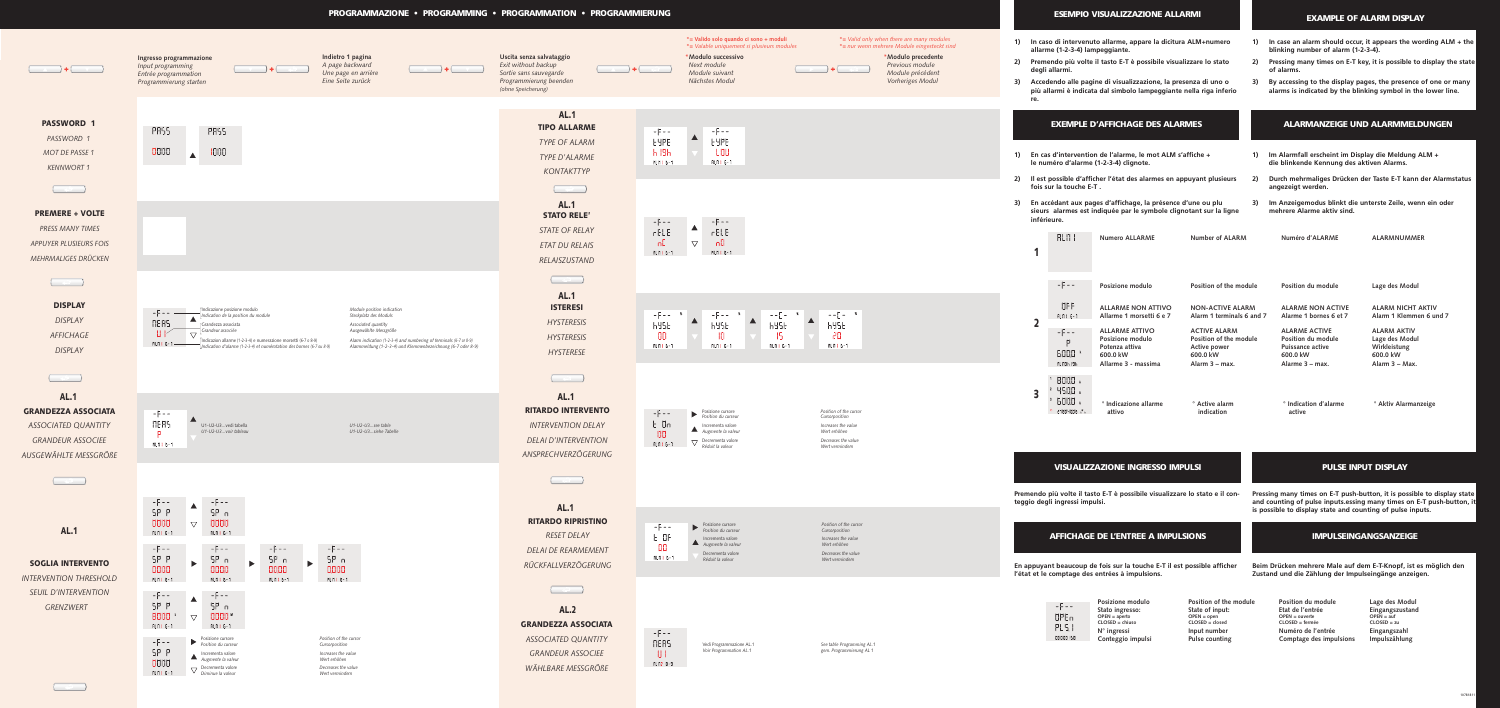# PROGRAMMAZIONE • PROGRAMMING • PROGRAMMATION • PROGRAMMIERUNG

**Ingresso programmazione**
*Input programming*
*Entrée programmation*
*Programmierung starten*

**Indietro 1 pagina**
*A page backward*
*Une page en arrière*
*Eine Seite zurück*

**Uscita senza salvataggio**
*Exit without backup*
*Sortie sans sauvegarde*
*Programmierung beenden (ohne Speicherung)*

*= Valido solo quando ci sono + moduli*
*= Valid only when there are many modules*
*= Valable uniquement si plusieurs modules*
*= nur wenn mehrere Module eingebaut sind*

*Modulo successivo
*Next module*
*Module suivant*
*Nächstes Modul*

*Modulo precedente
*Previous module*
*Module précédent*
*Vorheriges Modul*

**PASSWORD 1**
*PASSWORD 1*
*MOT DE PASSE 1*
*KENNWORT 1*

PASS 0000 → PASS 1000

**PREMERE + VOLTE**
*PRESS MANY TIMES*
*APPUYER PLUSIEURS FOIS*
*MEHRMALIGES DRÜCKEN*

**DISPLAY**
*DISPLAY*
*AFFICHAGE*
*DISPLAY*

- Indicazione posizione modulo / *Indication of the position of the module* / *Indication position module* / *Modulposition des Moduls*
- Grandezza associata / *Associated quantity* / *Grandeur associée* / *Ausgewählte Messgröße*
- Indicazione allarme (1-2-3-4) e numerazione morsetti (6-7 o 8-9) / *Alarm indication (1-2-3-4) and numbering of terminals (6-7 or 8-9)* / *Indication d'alarme (1-2-3-4) et numérotation des bornes (6-7 ou 8-9)* / *Alarmanzeige (1-2-3-4) und Klemmenbezeichnung (6-7 oder 8-9)*

**AL.1**
**GRANDEZZA ASSOCIATA**
*ASSOCIATED QUANTITY*
*GRANDEUR ASSOCIEE*
*AUSGEWÄHLTE MESSGRÖßE*

U1-U2-U3.... vedi tabella / *U1-U2-U3.... see table* / *U1-U2-U3.... voir tableau* / *U1-U2-U3.... siehe Tabelle*

**AL.1**
**SOGLIA INTERVENTO**
*INTERVENTION THRESHOLD*
*SEUIL D'INTERVENTION*
*GRENZWERT*

- Posizione cursore / *Position of the cursor* / *Position du curseur* / *Cursorposition*
- Incrementa valore / *Increases the value* / *Augmente la valeur* / *Wert erhöhen*
- Decrementa valore / *Decreases the value* / *Diminue la valeur* / *Wert vermindern*

**AL.1**
**TIPO ALLARME**
*TYPE OF ALARM*
*TYPE D'ALARME*
*KONTAKTTYP*

**AL.1**
**STATO RELE'**
*STATE OF RELAY*
*ETAT DU RELAIS*
*RELAISZUSTAND*

**AL.1**
**ISTERESI**
*HYSTERESIS*
*HYSTERESIS*
*HYSTERESE*

**AL.1**
**RITARDO INTERVENTO**
*INTERVENTION DELAY*
*DELAI D'INTERVENTION*
*ANSPRECHVERZÖGERUNG*

- Posizione cursore / *Position du curseur* / *Position of the cursor* / *Cursorposition*
- Incrementa valore / *Augmente la valeur* / *Increases the value* / *Wert erhöhen*
- Decrementa valore / *Réduit la valeur* / *Decreases the value* / *Wert vermindern*

**AL.1**
**RITARDO RIPRISTINO**
*RESET DELAY*
*DELAI DE REARMEMENT*
*RÜCKFALLVERZÖGERUNG*

- Posizione cursore / *Position du curseur* / *Position of the cursor* / *Cursorposition*
- Incrementa valore / *Augmente la valeur* / *Increases the value* / *Wert erhöhen*
- Decrementa valore / *Réduit la valeur* / *Decreases the value* / *Wert vermindern*

**AL.2**
**GRANDEZZA ASSOCIATA**
*ASSOCIATED QUANTITY*
*GRANDEUR ASSOCIEE*
*WÄHLBARE MESSGRÖßE*

Vedi Programmazione AL.1 / *Voir Programmation AL.1* / *See table Programming AL.1* / *gem. Programmierung AL.1*

## ESEMPIO VISUALIZZAZIONE ALLARMI

1) In caso di intervento allarme, appare la dicitura ALM+numero allarme (1-2-3-4) lampeggiante.
2) Premendo più volte il tasto E-T è possibile visualizzare lo stato degli allarmi.
3) Accedendo alle pagine di visualizzazione, la presenza di uno o più allarmi è indicata dal simbolo lampeggiante nella riga inferiore.

## EXAMPLE OF ALARM DISPLAY

1) In case an alarm should occur, it appears the wording ALM + the blinking number of alarm (1-2-3-4).
2) Pressing many times on E-T key, it is possible to display the state of alarms.
3) By accessing to the display pages, the presence of one or many alarms is indicated by the blinking symbol in the lower line.

## EXEMPLE D'AFFICHAGE DES ALARMES

1) En cas d'intervention de l'alarme, le mot ALM s'affiche + le numéro d'alarme (1-2-3-4) clignote.
2) Il est possible d'afficher l'état des alarmes en appuyant plusieurs fois sur la touche E-T .
3) En accédant aux pages d'affichage, la présence d'une ou plusieurs alarmes est indiquée par le symbole clignotant sur la ligne inférieure.

## ALARMANZEIGE UND ALARMMELDUNGEN

1) Im Alarmfall erscheint im Display die Meldung ALM + die blinkende Kennung des aktiven Alarms.
2) Durch mehrmaliges Drücken der Taste E-T kann der Alarmstatus angezeigt werden.
3) Im Anzeigemodus blinkt die unterste Zeile, wenn ein oder mehrere Alarme aktiv sind.

| | | | | | |
|---|---|---|---|---|---|
| 1 | Numero ALLARME | Number of ALARM | Numéro d'ALARME | ALARMNUMMER |
| 2 | Posizione modulo | Position of the module | Position du module | Lage des Modul |
| | ALLARME NON ATTIVO<br>Allarme 1 morsetti 6 e 7 | NON-ACTIVE ALARM<br>Alarm 1 terminals 6 and 7 | ALARME NON ACTIVE<br>Alarme 1 bornes 6 et 7 | ALARM NICHT AKTIV<br>Alarm 1 Klemmen 6 und 7 |
| | ALLARME ATTIVO<br>Posizione modulo<br>Potenza attiva<br>600.0 kW<br>Allarme 3 - massima | ACTIVE ALARM<br>Position of the module<br>Active power<br>600.0 kW<br>Alarm 3 – max. | ALARME ACTIVE<br>Position du module<br>Puissance active<br>600.0 kW<br>Alarme 3 – max. | ALARM AKTIV<br>Lage des Modul<br>Wirkleistung<br>600.0 kW<br>Alarm 3 – Max. |
| 3 | * Indicazione allarme attivo | * Active alarm indication | * Indication d'alarme active | * Aktiv Alarmanzeige |

## VISUALIZZAZIONE INGRESSO IMPULSI

Premendo più volte il tasto E-T è possibile visualizzare lo stato e il conteggio degli ingressi impulsi.

## PULSE INPUT DISPLAY

Pressing many times on E-T push-button, it is possible to display state and counting of pulse inputs.essing many times on E-T push-button, it is possible to display state and counting of pulse inputs.

## AFFICHAGE DE L'ENTREE A IMPULSIONS

En appuyant beaucoup de fois sur la touche E-T il est possible afficher l'état et le comptage des entrées à impulsions.

## IMPULSEINGANGSANZEIGE

Beim Drücken mehrere Male auf dem E-T-Knopf, ist es möglich den Zustand und die Zählung der Impulseingänge anzeigen.

| | | | |
|---|---|---|---|
| Posizione modulo<br>Stato ingresso:<br>OPEN = aperto<br>CLOSED = chiuso<br>N° ingressi<br>Conteggio impulsi | Position of the module<br>State of input:<br>OPEN = open<br>CLOSED = closed<br>Input number<br>Pulse counting | Position du module<br>Etat de l'entrée<br>OPEN = ouverte<br>CLOSED = fermée<br>Numéro de l'entrée<br>Comptage des impulsions | Lage des Modul<br>Eingangszustand<br>OPEN = auf<br>CLOSED = zu<br>Eingangszahl<br>Impulszählung |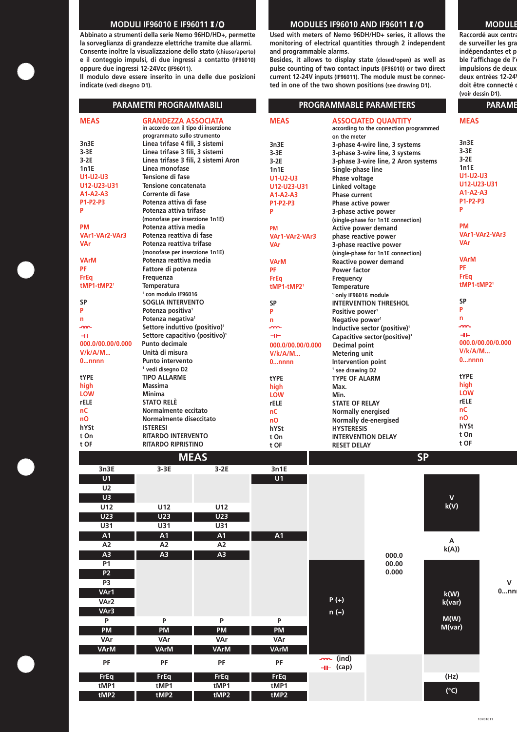## MODULI IF96010 E IF96011 I/O

Abbinato a strumenti della serie Nemo 96HD/HD+, permette la sorveglianza di grandezze elettriche tramite due allarmi. Consente inoltre la visualizzazione dello stato (chiuso/aperto) e il conteggio impulsi, di due ingressi a contatto (IF96010) oppure due ingressi 12-24Vcc (IF96011).
Il modulo deve essere inserito in una delle due posizioni indicate (vedi disegno D1).

### PARAMETRI PROGRAMMABILI

| MEAS | GRANDEZZA ASSOCIATA in accordo con il tipo di inserzione programmato sullo strumento |
|---|---|
| 3n3E | Linea trifase 4 fili, 3 sistemi |
| 3-3E | Linea trifase 3 fili, 3 sistemi |
| 3-2E | Linea trifase 3 fili, 2 sistemi Aron |
| 1n1E | Linea monofase |
| U1-U2-U3 | Tensione di fase |
| U12-U23-U31 | Tensione concatenata |
| A1-A2-A3 | Corrente di fase |
| P1-P2-P3 | Potenza attiva di fase |
| P | Potenza attiva trifase (monofase per inserzione 1n1E) |
| PM | Potenza attiva media |
| VAr1-VAr2-VAr3 | Potenza reattiva di fase |
| VAr | Potenza reattiva trifase (monofase per inserzione 1n1E) |
| VArM | Potenza reattiva media |
| PF | Fattore di potenza |
| FrEq | Frequenza |
| tMP1-tMP2[1] | Temperatura [1] con modulo IF96016 |
| SP | SOGLIA INTERVENTO |
| P | Potenza positiva[1] |
| n | Negativa negativa[1] |
| (ind) | Settore induttivo (positivo)[1] |
| (cap) | Settore capacitivo (positivo)[1] |
| 000.0/00.00/0.000 | Punto decimale |
| V/k/A/M... | Unità di misura |
| 0...nnnn | Punto intervento [1] vedi disegno D2 |
| tYPE | TIPO ALLARME |
| high | Massima |
| LOW | Minima |
| rELE | STATO RELÈ |
| nC | Normalmente eccitato |
| nO | Normalmente diseccitato |
| hYSt | ISTERESI |
| t On | RITARDO INTERVENTO |
| t OF | RITARDO RIPRISTINO |

## MODULES IF96010 AND IF96011 I/O

Used with meters of Nemo 96DH/HD+ series, it allows the monitoring of electrical quantities through 2 independent and programmable alarms.
Besides, it allows to display state (closed/open) as well as pulse counting of two contact inputs (IF96010) or two direct current 12-24V inputs (IF96011). The module must be connected in one of the two shown positions (see drawing D1).

### PROGRAMMABLE PARAMETERS

| MEAS | ASSOCIATED QUANTITY according to the connection programmed on the meter |
|---|---|
| 3n3E | 3-phase 4-wire line, 3 systems |
| 3-3E | 3-phase 3-wire line, 3 systems |
| 3-2E | 3-phase 3-wire line, 2 Aron systems |
| 1n1E | Single-phase line |
| U1-U2-U3 | Phase voltage |
| U12-U23-U31 | Linked voltage |
| A1-A2-A3 | Phase current |
| P1-P2-P3 | Phase active power |
| P | 3-phase active power (single-phase for 1n1E connection) |
| PM | Active power demand |
| VAr1-VAr2-VAr3 | phase reactive power |
| VAr | 3-phase reactive power (single-phase for 1n1E connection) |
| VArM | Reactive power demand |
| PF | Power factor |
| FrEq | Frequency |
| tMP1-tMP2[1] | Temperature [1] only IF96016 module |
| SP | INTERVENTION THRESHOL |
| P | Positive power[1] |
| n | Negative power[1] |
| (ind) | Inductive sector (positive)[1] |
| (cap) | Capacitive sector (positive)[1] |
| 000.0/00.00/0.000 | Decimal point |
| V/k/A/M... | Metering unit |
| 0...nnnn | Intervention point [1] see drawing D2 |
| tYPE | TYPE OF ALARM |
| high | Max. |
| LOW | Min. |
| rELE | STATE OF RELAY |
| nC | Normally energised |
| nO | Normally de-energised |
| hYSt | HYSTERESIS |
| t On | INTERVENTION DELAY |
| t OF | RESET DELAY |

## MODULE

Raccordé aux centra... de surveiller les gra... indépendantes et p... ble l'affichage de l'é... impulsions de deux... deux entrées 12-24V... doit être connecté d... (voir dessin D1).

### PARAME

| MEAS |
|---|
| 3n3E |
| 3-3E |
| 3-2E |
| 1n1E |
| U1-U2-U3 |
| U12-U23-U31 |
| A1-A2-A3 |
| P1-P2-P3 |
| P |
| PM |
| VAr1-VAr2-VAr3 |
| VAr |
| VArM |
| PF |
| FrEq |
| tMP1-tMP2[1] |
| SP |
| P |
| n |
| (ind) |
| (cap) |
| 000.0/00.00/0.000 |
| V/k/A/M... |
| 0...nnnn |
| tYPE |
| high |
| LOW |
| rELE |
| nC |
| nO |
| hYSt |
| t On |
| t OF |

### MEAS

| 3n3E | 3-3E | 3-2E | 3n1E |
|---|---|---|---|
| U1 | | | U1 |
| U2 | | | |
| U3 | | | |
| U12 | U12 | U12 | |
| U23 | U23 | U23 | |
| U31 | U31 | U31 | |
| A1 | A1 | A1 | A1 |
| A2 | A2 | A2 | |
| A3 | A3 | A3 | |
| P1 | | | |
| P2 | | | |
| P3 | | | |
| VAr1 | | | |
| VAr2 | | | |
| VAr3 | | | |
| P | P | P | P |
| PM | PM | PM | PM |
| VAr | VAr | VAr | VAr |
| VArM | VArM | VArM | VArM |
| PF | PF | PF | PF |
| FrEq | FrEq | FrEq | FrEq |
| tMP1 | tMP1 | tMP1 | tMP1 |
| tMP2 | tMP2 | tMP2 | tMP2 |

### SP

P (+)
n (–)
(ind)
(cap)

000.0
00.00
0.000

V
k(V)

A
k(A))

k(W)
k(var)

M(W)
M(var)

(Hz)

(°C)

V
0...nnn

10781811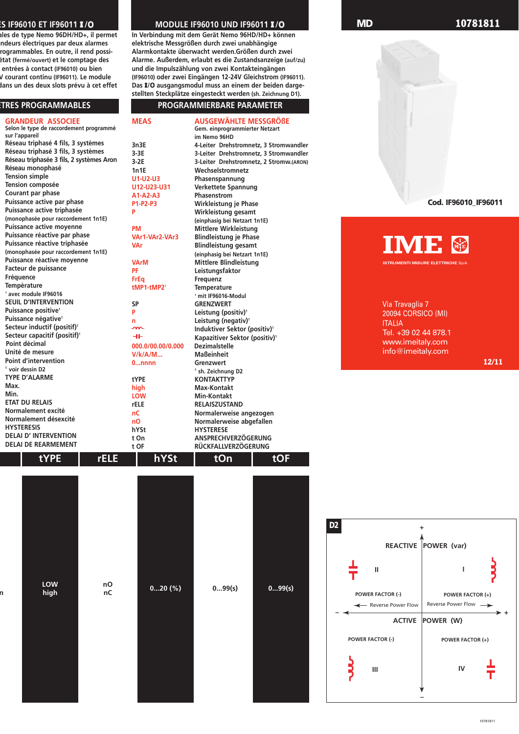# ES IF96010 ET IF96011 I/O

ales de type Nemo 96DH/HD+, il permet
ndeurs électriques par deux alarmes
rogrammables. En outre, il rend possi-
état (fermé/ouvert) et le comptage des
entrées à contact (IF96010) ou bien
V courant continu (IF96011). Le module
dans un des deux slots prévu à cet effet

## ETRES PROGRAMMABLES

**GRANDEUR ASSOCIEE**
Selon le type de raccordement programmé sur l'appareil
Réseau triphasé 4 fils, 3 systèmes
Réseau triphasé 3 fils, 3 systèmes
Réseau triphasée 3 fils, 2 systèmes Aron
Réseau monophasé
Tension simple
Tension composée
Courant par phase
Puissance active par phase
Puissance active triphasée
(monophasée pour raccordement 1n1E)
Puissance active moyenne
Puissance réactive par phase
Puissance réactive triphasée
(monophasée pour raccordement 1n1E)
Puissance réactive moyenne
Facteur de puissance
Fréquence
Tempèrature
[1] avec module IF96016
SEUIL D'INTERVENTION
Puissance positive[1]
Puissance négative[1]
Secteur inductif (positif)[1]
Secteur capacitif (positif)[1]
Point décimal
Unité de mesure
Point d'intervention
[1] voir dessin D2
TYPE D'ALARME
Max.
Min.
ETAT DU RELAIS
Normalement excité
Normalement désexcité
HYSTERESIS
DELAI D' INTERVENTION
DELAI DE REARMEMENT

# MODULE IF96010 UND IF96011 I/O

In Verbindung mit dem Gerät Nemo 96HD/HD+ können elektrische Messgrößen durch zwei unabhängige Alarmkontakte überwacht werden.Größen durch zwei Alarme. Außerdem, erlaubt es die Zustandsanzeige (auf/zu) und die Impulszählung von zwei Kontakteingängen (IF96010) oder zwei Eingängen 12-24V Gleichstrom (IF96011). Das I/O ausgangsmodul muss an einem der beiden dargestellten Steckplätze eingesteckt werden (sh. Zeichnung D1).

## PROGRAMMIERBARE PARAMETER

| | |
|---|---|
| **MEAS** | **AUSGEWÄHLTE MESSGRÖßE** Gem. einprogrammierter Netzart im Nemo 96HD |
| 3n3E | 4-Leiter Drehstromnetz, 3 Stromwandler |
| 3-3E | 3-Leiter Drehstromnetz, 3 Stromwandler |
| 3-2E | 3-Leiter Drehstromnetz, 2 Stromw.(ARON) |
| 1n1E | Wechselstromnetz |
| U1-U2-U3 | Phasenspannung |
| U12-U23-U31 | Verkettete Spannung |
| A1-A2-A3 | Phasenstrom |
| P1-P2-P3 | Wirkleistung je Phase |
| P | Wirkleistung gesamt (einphasig bei Netzart 1n1E) |
| PM | Mittlere Wirkleistung |
| VAr1-VAr2-VAr3 | Blindleistung je Phase |
| VAr | Blindleistung gesamt (einphasig bei Netzart 1n1E) |
| VArM | Mittlere Blindleistung |
| PF | Leistungsfaktor |
| FrEq | Frequenz |
| tMP1-tMP2[1] | Temperature [1] mit IF96016-Modul |
| SP | GRENZWERT |
| P | Leistung (positiv)[1] |
| n | Leistung (negativ)[1] |
| (induktiv) | Induktiver Sektor (positiv)[1] |
| (kapazitiv) | Kapazitiver Sektor (positiv)[1] |
| 000.0/00.00/0.000 | Dezimalstelle |
| V/k/A/M... | Maßeinheit |
| 0...nnnn | Grenzwert [1] sh. Zeichnung D2 |
| tYPE | KONTAKTTYP |
| high | Max-Kontakt |
| LOW | Min-Kontakt |
| rELE | RELAISZUSTAND |
| nC | Normalerweise angezogen |
| nO | Normalerweise abgefallen |
| hYSt | HYSTERESE |
| t On | ANSPRECHVERZÖGERUNG |
| t OF | RÜCKFALLVERZÖGERUNG |

| | tYPE | rELE | hYSt | tOn | tOF |
|---|---|---|---|---|---|
| n | LOW high | nO nC | 0...20 (%) | 0...99(s) | 0...99(s) |

**MD** 10781811

Cod. IF96010_IF96011

IME
ISTRUMENTI MISURE ELETTRICHE SpA

Via Travaglia 7
20094 CORSICO (MI)
ITALIA
Tel. +39 02 44 878.1
www.imeitaly.com
info@imeitaly.com

12/11

**D2**

REACTIVE POWER (var)
ACTIVE POWER (W)
II
I
III
IV
POWER FACTOR (-)
POWER FACTOR (+)
Reverse Power Flow
Reverse Power Flow
POWER FACTOR (-)
POWER FACTOR (+)
+
–

10781811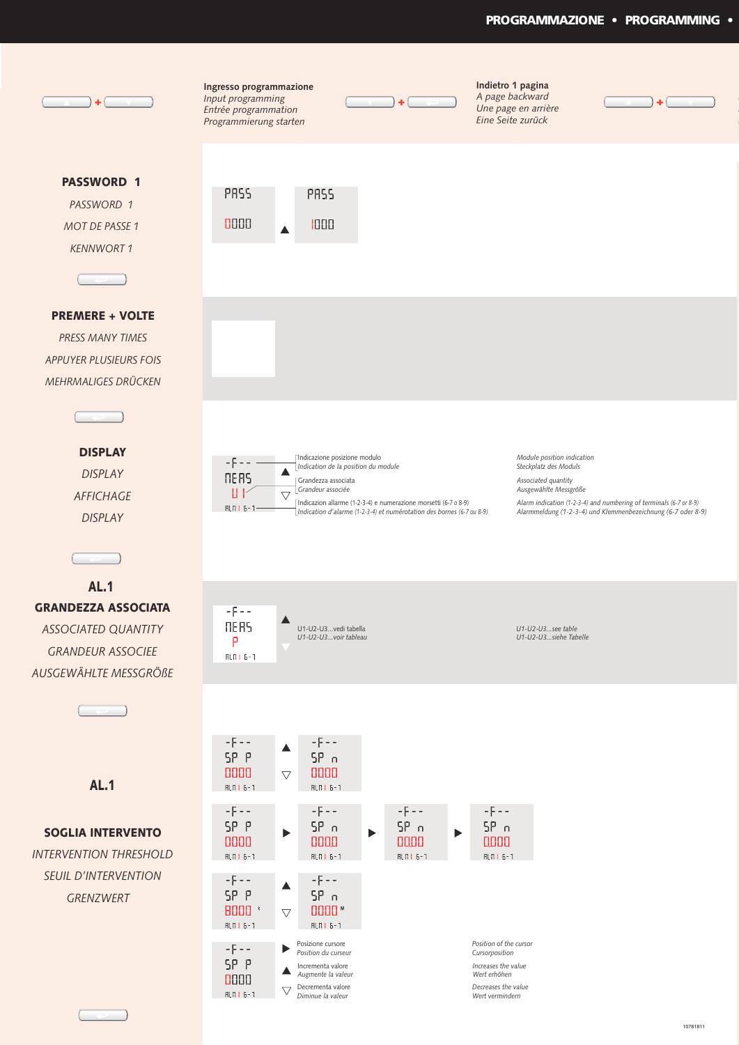**Ingresso programmazione**
*Input programming*
*Entrée programmation*
*Programmierung starten*

**Indietro 1 pagina**
*A page backward*
*Une page en arrière*
*Eine Seite zurück*

**PASSWORD 1**
*PASSWORD 1*
*MOT DE PASSE 1*
*KENNWORT 1*

PASS 0000 ▲ PASS 1000

**PREMERE + VOLTE**
*PRESS MANY TIMES*
*APPUYER PLUSIEURS FOIS*
*MEHRMALIGES DRÜCKEN*

**DISPLAY**
*DISPLAY*
*AFFICHAGE*
*DISPLAY*

-F-- MEAS U1 ALM1 6-7

Indicazione posizione modulo
*Indication de la position du module*
*Module position indication*
*Steckplatz des Moduls*

Grandezza associata
*Grandeur associée*
*Associated quantity*
*Ausgewählte Messgröße*

Indicazion allarme (1-2-3-4) e numerazione morsetti (6-7 o 8-9)
*Indication d'alarme (1-2-3-4) et numérotation des bornes (6-7 ou 8-9)*
*Alarm indication (1-2-3-4) and numbering of terminals (6-7 or 8-9)*
*Alarmmeldung (1-2-3-4) und Klemmenbezeichnung (6-7 oder 8-9)*

**AL.1**
**GRANDEZZA ASSOCIATA**
*ASSOCIATED QUANTITY*
*GRANDEUR ASSOCIEE*
*AUSGEWÄHLTE MESSGRÖẞE*

-F-- MEAS P ALM1 6-7

U1-U2-U3...vedi tabella
*U1-U2-U3...voir tableau*
*U1-U2-U3...see table*
*U1-U2-U3...siehe Tabelle*

**AL.1**

**SOGLIA INTERVENTO**
*INTERVENTION THRESHOLD*
*SEUIL D'INTERVENTION*
*GRENZWERT*

-F-- SP P 0000 ALM1 6-7 ▲▽ -F-- SP n 0000 ALM1 6-7

-F-- SP P 0000 ALM1 6-7 ▶ -F-- SP n 0000 ALM1 6-7 ▶ -F-- SP n 0.000 ALM1 6-7 ▶ -F-- SP n 0.000 ALM1 6-7

-F-- SP P 8000 k ALM1 6-7 ▲▽ -F-- SP n 0000 M ALM1 6-7

-F-- SP P 0000 ALM1 6-7

▶ Posizione cursore
*Position du curseur*
*Position of the cursor*
*Cursorposition*

▲ Incrementa valore
*Augmente la valeur*
*Increases the value*
*Wert erhöhen*

▽ Decrementa valore
*Diminue la valeur*
*Decreases the value*
*Wert vermindern*

10781811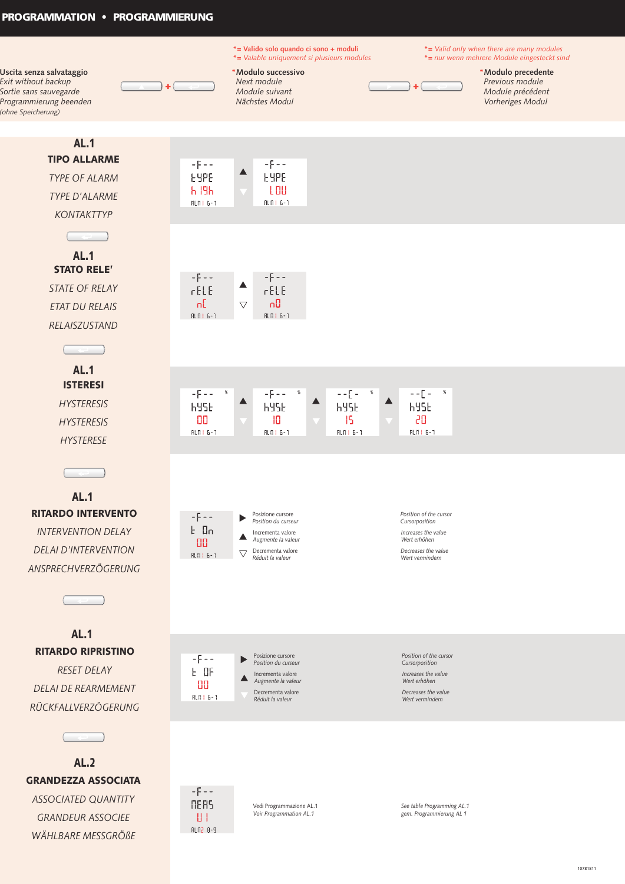## PROGRAMMATION • PROGRAMMIERUNG

*= Valido solo quando ci sono + moduli
*= Valable uniquement si plusieurs modules

*= Valid only when there are many modules
*= nur wenn mehrere Module eingesteckt sind

**Uscita senza salvataggio**
*Exit without backup*
*Sortie sans sauvegarde*
*Programmierung beenden*
*(ohne Speicherung)*

**\*Modulo successivo**
*Next module*
*Module suivant*
*Nächstes Modul*

**\*Modulo precedente**
*Previous module*
*Module précédent*
*Vorheriges Modul*

### AL.1
**TIPO ALLARME**
*TYPE OF ALARM*
*TYPE D'ALARME*
*KONTAKTTYP*

-F-- tYPE h19h ALM1 6-7 ▲▼ -F-- tYPE LOU ALM1 6-7

### AL.1
**STATO RELE'**
*STATE OF RELAY*
*ETAT DU RELAIS*
*RELAISZUSTAND*

-F-- rELE nC ALM1 6-7 ▲▽ -F-- rELE nO ALM1 6-7

### AL.1
**ISTERESI**
*HYSTERESIS*
*HYSTERESIS*
*HYSTERESE*

-F-- hYSt 00 % ALM1 6-7 ▲▼ -F-- hYSt 10 % ALM1 6-7 ▲▼ --C- hYSt 15 % ALM1 6-7 ▲▼ --C- hYSt 20 % ALM1 6-7

### AL.1
**RITARDO INTERVENTO**
*INTERVENTION DELAY*
*DELAI D'INTERVENTION*
*ANSPRECHVERZÖGERUNG*

-F-- t On 00 ALM1 6-7

▶ Posizione cursore / *Position du curseur* — *Position of the cursor* / *Cursorposition*
▲ Incrementa valore / *Augmente la valeur* — *Increases the value* / *Wert erhöhen*
▽ Decrementa valore / *Réduit la valeur* — *Decreases the value* / *Wert vermindern*

### AL.1
**RITARDO RIPRISTINO**
*RESET DELAY*
*DELAI DE REARMEMENT*
*RÜCKFALLVERZÖGERUNG*

-F-- t OF 00 ALM1 6-7

▶ Posizione cursore / *Position du curseur* — *Position of the cursor* / *Cursorposition*
▲ Incrementa valore / *Augmente la valeur* — *Increases the value* / *Wert erhöhen*
▼ Decrementa valore / *Réduit la valeur* — *Decreases the value* / *Wert vermindern*

### AL.2
**GRANDEZZA ASSOCIATA**
*ASSOCIATED QUANTITY*
*GRANDEUR ASSOCIEE*
*WÄHLBARE MESSGRÖßE*

-F-- MEAS U1 ALM2 8-9

Vedi Programmazione AL.1
*Voir Programmation AL.1*

*See table Programming AL.1*
*gem. Programmierung AL 1*

10781811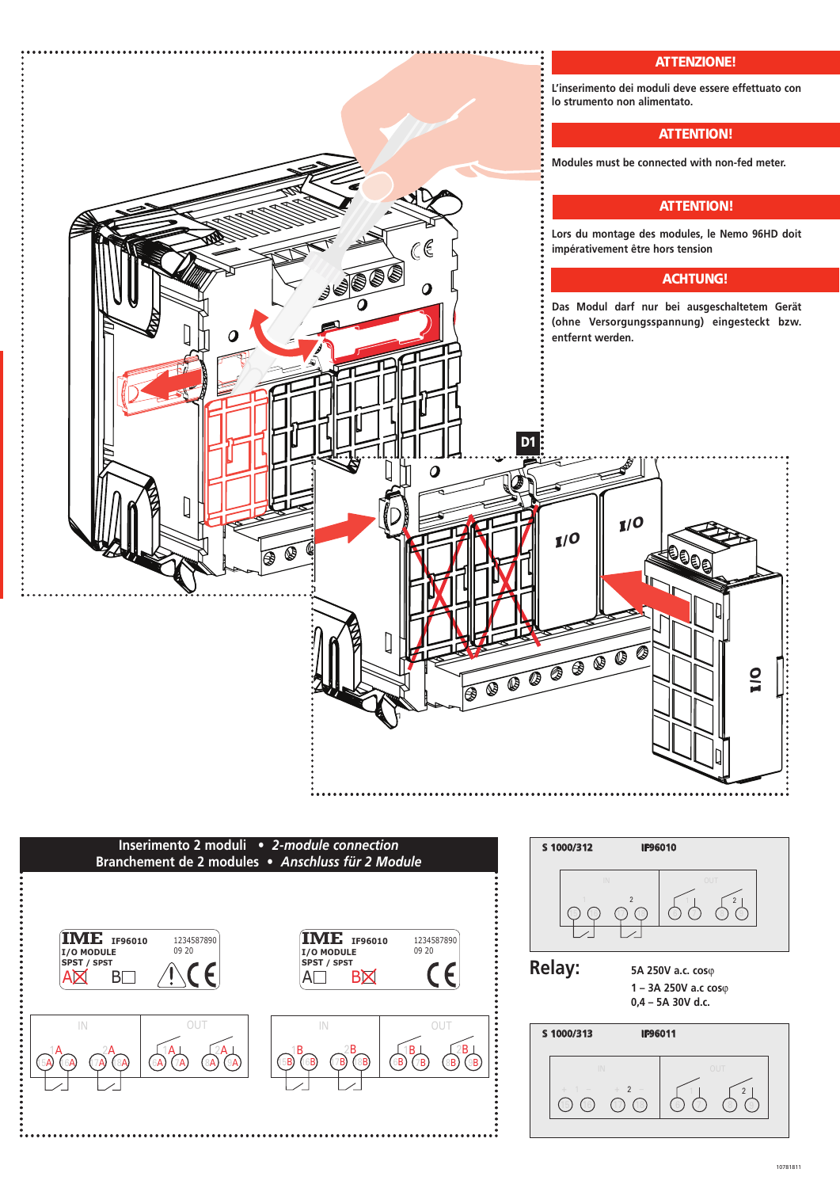## ATTENZIONE!

L'inserimento dei moduli deve essere effettuato con lo strumento non alimentato.

## ATTENTION!

Modules must be connected with non-fed meter.

## ATTENTION!

Lors du montage des modules, le Nemo 96HD doit impérativement être hors tension

## ACHTUNG!

Das Modul darf nur bei ausgeschaltetem Gerät (ohne Versorgungsspannung) eingesteckt bzw. entfernt werden.

D1

I/O

I/O

I/O

## Inserimento 2 moduli • *2-module connection*
## Branchement de 2 modules • *Anschluss für 2 Module*

IME IF96010
I/O MODULE
SPST / SPST
1234587890
09 20
A☒ B☐

IN
OUT
1A 2A 1A 2A

IME IF96010
I/O MODULE
SPST / SPST
1234587890
09 20
A☐ B☒

IN
OUT
1B 2B 1B 2B

**S 1000/312** **IF96010**

IN
OUT
1 2 1 2

**Relay:**

5A 250V a.c. cosφ

1 – 3A 250V a.c cosφ

0,4 – 5A 30V d.c.

**S 1000/313** **IF96011**

IN
OUT
+ 1 – + 2 – 1 2

10781811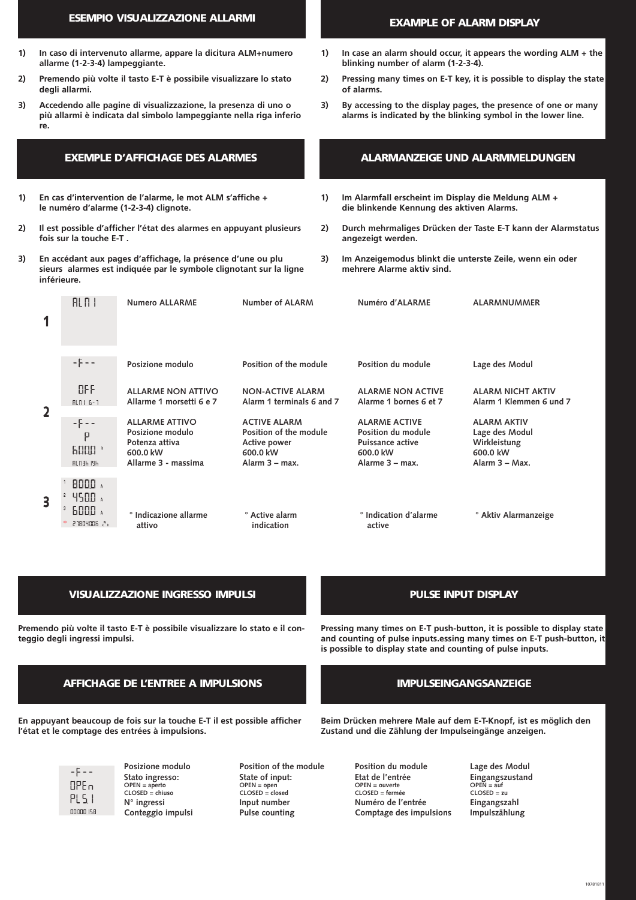## ESEMPIO VISUALIZZAZIONE ALLARMI

1) In caso di intervenuto allarme, appare la dicitura ALM+numero allarme (1-2-3-4) lampeggiante.
2) Premendo più volte il tasto E-T è possibile visualizzare lo stato degli allarmi.
3) Accedendo alle pagine di visualizzazione, la presenza di uno o più allarmi è indicata dal simbolo lampeggiante nella riga inferiore.

## EXAMPLE OF ALARM DISPLAY

1) In case an alarm should occur, it appears the wording ALM + the blinking number of alarm (1-2-3-4).
2) Pressing many times on E-T key, it is possible to display the state of alarms.
3) By accessing to the display pages, the presence of one or many alarms is indicated by the blinking symbol in the lower line.

## EXEMPLE D'AFFICHAGE DES ALARMES

1) En cas d'intervention de l'alarme, le mot ALM s'affiche + le numéro d'alarme (1-2-3-4) clignote.
2) Il est possible d'afficher l'état des alarmes en appuyant plusieurs fois sur la touche E-T .
3) En accédant aux pages d'affichage, la présence d'une ou plu sieurs alarmes est indiquée par le symbole clignotant sur la ligne inférieure.

## ALARMANZEIGE UND ALARMMELDUNGEN

1) Im Alarmfall erscheint im Display die Meldung ALM + die blinkende Kennung des aktiven Alarms.
2) Durch mehrmaliges Drücken der Taste E-T kann der Alarmstatus angezeigt werden.
3) Im Anzeigemodus blinkt die unterste Zeile, wenn ein oder mehrere Alarme aktiv sind.

| | Display | Italiano | English | Français | Deutsch |
|---|---|---|---|---|---|
| 1 | ALM 1 | Numero ALLARME | Number of ALARM | Numéro d'ALARME | ALARMNUMMER |
| 2 | -F-- | Posizione modulo | Position of the module | Position du module | Lage des Modul |
| | OFF / ALM 1 6-7 | ALLARME NON ATTIVO<br>Allarme 1 morsetti 6 e 7 | NON-ACTIVE ALARM<br>Alarm 1 terminals 6 and 7 | ALARME NON ACTIVE<br>Alarme 1 bornes 6 et 7 | ALARM NICHT AKTIV<br>Alarm 1 Klemmen 6 und 7 |
| | -F-- / P / 600.0 k / ALM3h 19h | ALLARME ATTIVO<br>Posizione modulo<br>Potenza attiva<br>600.0 kW<br>Allarme 3 - massima | ACTIVE ALARM<br>Position of the module<br>Active power<br>600.0 kW<br>Alarm 3 – max. | ALARME ACTIVE<br>Position du module<br>Puissance active<br>600.0 kW<br>Alarme 3 – max. | ALARM AKTIV<br>Lage des Modul<br>Wirkleistung<br>600.0 kW<br>Alarm 3 – Max. |
| 3 | 1 800.0 A / 2 450.0 A / 3 600.0 A / ° 27804006 | ° Indicazione allarme attivo | ° Active alarm indication | ° Indication d'alarme active | ° Aktiv Alarmanzeige |

## VISUALIZZAZIONE INGRESSO IMPULSI

Premendo più volte il tasto E-T è possibile visualizzare lo stato e il conteggio degli ingressi impulsi.

## PULSE INPUT DISPLAY

Pressing many times on E-T push-button, it is possible to display state and counting of pulse inputs.essing many times on E-T push-button, it is possible to display state and counting of pulse inputs.

## AFFICHAGE DE L'ENTREE A IMPULSIONS

En appuyant beaucoup de fois sur la touche E-T il est possible afficher l'état et le comptage des entrées à impulsions.

## IMPULSEINGANGSANZEIGE

Beim Drücken mehrere Male auf dem E-T-Knopf, ist es möglich den Zustand und die Zählung der Impulseingänge anzeigen.

| Display | Italiano | English | Français | Deutsch |
|---|---|---|---|---|
| -F-- | Posizione modulo | Position of the module | Position du module | Lage des Modul |
| OPEn | Stato ingresso:<br>OPEN = aperto<br>CLOSED = chiuso | State of input:<br>OPEN = open<br>CLOSED = closed | Etat de l'entrée<br>OPEN = ouverte<br>CLOSED = fermée | Eingangszustand<br>OPEN = auf<br>CLOSED = zu |
| PLS.1 | N° ingressi | Input number | Numéro de l'entrée | Eingangszahl |
| 00000158 | Conteggio impulsi | Pulse counting | Comptage des impulsions | Impulszählung |

10781811